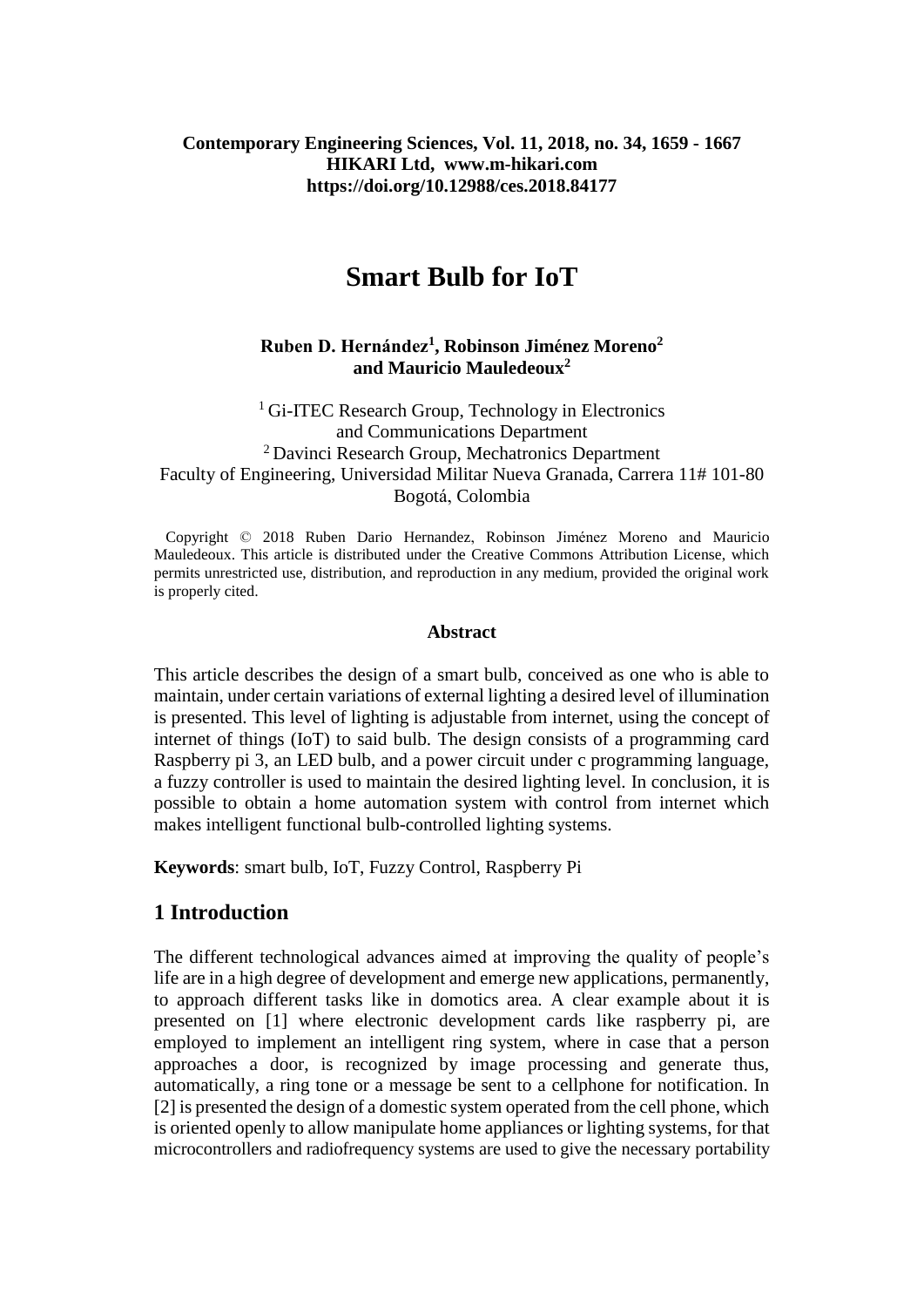Contemporary Engineering Sciences, Vol. 11, 2018, no. 34, 1659 - 1667
HIKARI Ltd, www.m-hikari.com
https://doi.org/10.12988/ces.2018.84177

# Smart Bulb for IoT

**Ruben D. Hernández[1], Robinson Jiménez Moreno[2] and Mauricio Mauledeoux[2]**

[1] Gi-ITEC Research Group, Technology in Electronics and Communications Department
[2] Davinci Research Group, Mechatronics Department
Faculty of Engineering, Universidad Militar Nueva Granada, Carrera 11# 101-80
Bogotá, Colombia

Copyright © 2018 Ruben Dario Hernandez, Robinson Jiménez Moreno and Mauricio Mauledeoux. This article is distributed under the Creative Commons Attribution License, which permits unrestricted use, distribution, and reproduction in any medium, provided the original work is properly cited.

**Abstract**

This article describes the design of a smart bulb, conceived as one who is able to maintain, under certain variations of external lighting a desired level of illumination is presented. This level of lighting is adjustable from internet, using the concept of internet of things (IoT) to said bulb. The design consists of a programming card Raspberry pi 3, an LED bulb, and a power circuit under c programming language, a fuzzy controller is used to maintain the desired lighting level. In conclusion, it is possible to obtain a home automation system with control from internet which makes intelligent functional bulb-controlled lighting systems.

**Keywords**: smart bulb, IoT, Fuzzy Control, Raspberry Pi

## 1 Introduction

The different technological advances aimed at improving the quality of people's life are in a high degree of development and emerge new applications, permanently, to approach different tasks like in domotics area. A clear example about it is presented on [1] where electronic development cards like raspberry pi, are employed to implement an intelligent ring system, where in case that a person approaches a door, is recognized by image processing and generate thus, automatically, a ring tone or a message be sent to a cellphone for notification. In [2] is presented the design of a domestic system operated from the cell phone, which is oriented openly to allow manipulate home appliances or lighting systems, for that microcontrollers and radiofrequency systems are used to give the necessary portability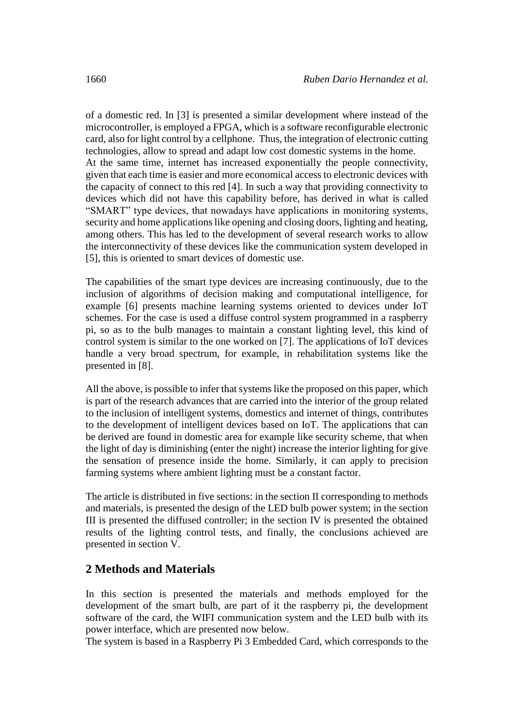of a domestic red. In [3] is presented a similar development where instead of the microcontroller, is employed a FPGA, which is a software reconfigurable electronic card, also for light control by a cellphone. Thus, the integration of electronic cutting technologies, allow to spread and adapt low cost domestic systems in the home.
At the same time, internet has increased exponentially the people connectivity, given that each time is easier and more economical access to electronic devices with the capacity of connect to this red [4]. In such a way that providing connectivity to devices which did not have this capability before, has derived in what is called "SMART" type devices, that nowadays have applications in monitoring systems, security and home applications like opening and closing doors, lighting and heating, among others. This has led to the development of several research works to allow the interconnectivity of these devices like the communication system developed in [5], this is oriented to smart devices of domestic use.

The capabilities of the smart type devices are increasing continuously, due to the inclusion of algorithms of decision making and computational intelligence, for example [6] presents machine learning systems oriented to devices under IoT schemes. For the case is used a diffuse control system programmed in a raspberry pi, so as to the bulb manages to maintain a constant lighting level, this kind of control system is similar to the one worked on [7]. The applications of IoT devices handle a very broad spectrum, for example, in rehabilitation systems like the presented in [8].

All the above, is possible to infer that systems like the proposed on this paper, which is part of the research advances that are carried into the interior of the group related to the inclusion of intelligent systems, domestics and internet of things, contributes to the development of intelligent devices based on IoT. The applications that can be derived are found in domestic area for example like security scheme, that when the light of day is diminishing (enter the night) increase the interior lighting for give the sensation of presence inside the home. Similarly, it can apply to precision farming systems where ambient lighting must be a constant factor.

The article is distributed in five sections: in the section II corresponding to methods and materials, is presented the design of the LED bulb power system; in the section III is presented the diffused controller; in the section IV is presented the obtained results of the lighting control tests, and finally, the conclusions achieved are presented in section V.

## 2 Methods and Materials

In this section is presented the materials and methods employed for the development of the smart bulb, are part of it the raspberry pi, the development software of the card, the WIFI communication system and the LED bulb with its power interface, which are presented now below.
The system is based in a Raspberry Pi 3 Embedded Card, which corresponds to the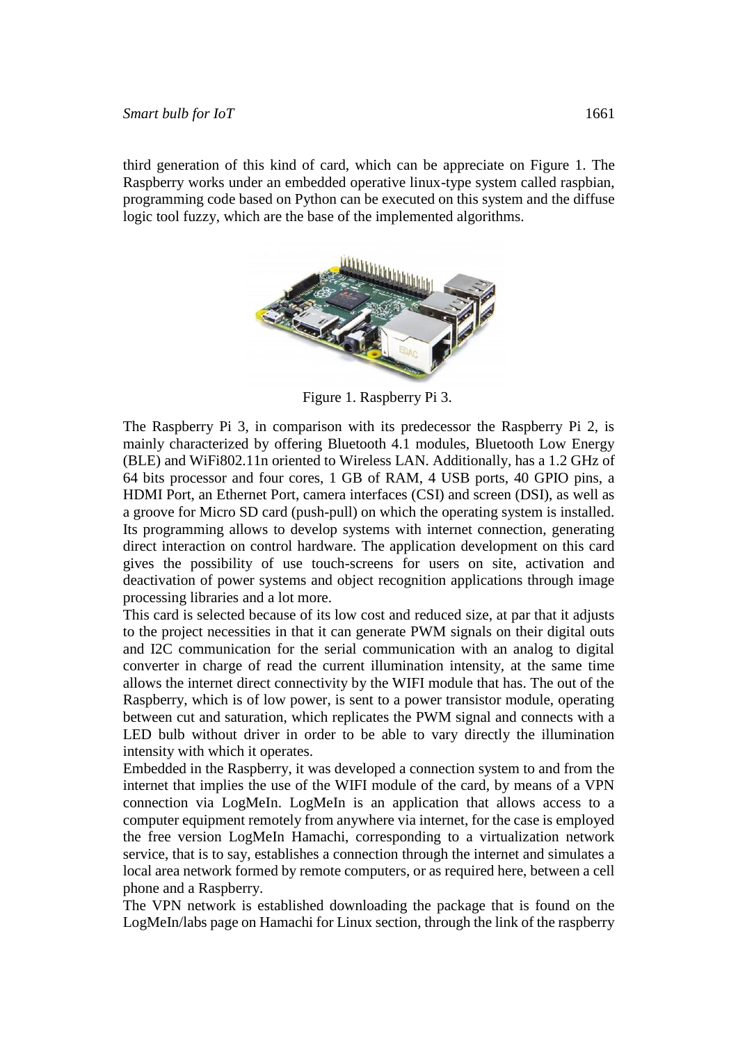third generation of this kind of card, which can be appreciate on Figure 1. The Raspberry works under an embedded operative linux-type system called raspbian, programming code based on Python can be executed on this system and the diffuse logic tool fuzzy, which are the base of the implemented algorithms.

Figure 1. Raspberry Pi 3.

The Raspberry Pi 3, in comparison with its predecessor the Raspberry Pi 2, is mainly characterized by offering Bluetooth 4.1 modules, Bluetooth Low Energy (BLE) and WiFi802.11n oriented to Wireless LAN. Additionally, has a 1.2 GHz of 64 bits processor and four cores, 1 GB of RAM, 4 USB ports, 40 GPIO pins, a HDMI Port, an Ethernet Port, camera interfaces (CSI) and screen (DSI), as well as a groove for Micro SD card (push-pull) on which the operating system is installed. Its programming allows to develop systems with internet connection, generating direct interaction on control hardware. The application development on this card gives the possibility of use touch-screens for users on site, activation and deactivation of power systems and object recognition applications through image processing libraries and a lot more.

This card is selected because of its low cost and reduced size, at par that it adjusts to the project necessities in that it can generate PWM signals on their digital outs and I2C communication for the serial communication with an analog to digital converter in charge of read the current illumination intensity, at the same time allows the internet direct connectivity by the WIFI module that has. The out of the Raspberry, which is of low power, is sent to a power transistor module, operating between cut and saturation, which replicates the PWM signal and connects with a LED bulb without driver in order to be able to vary directly the illumination intensity with which it operates.

Embedded in the Raspberry, it was developed a connection system to and from the internet that implies the use of the WIFI module of the card, by means of a VPN connection via LogMeIn. LogMeIn is an application that allows access to a computer equipment remotely from anywhere via internet, for the case is employed the free version LogMeIn Hamachi, corresponding to a virtualization network service, that is to say, establishes a connection through the internet and simulates a local area network formed by remote computers, or as required here, between a cell phone and a Raspberry.

The VPN network is established downloading the package that is found on the LogMeIn/labs page on Hamachi for Linux section, through the link of the raspberry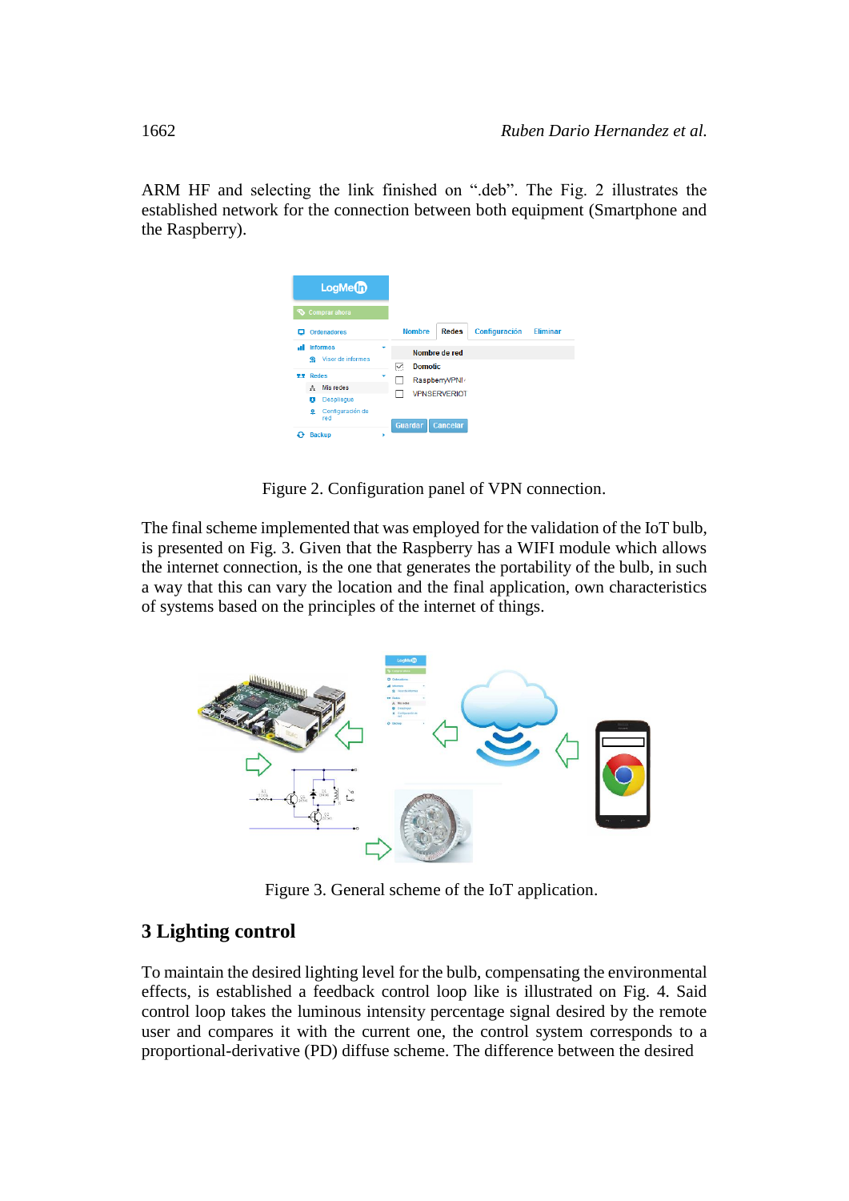ARM HF and selecting the link finished on ".deb". The Fig. 2 illustrates the established network for the connection between both equipment (Smartphone and the Raspberry).

Figure 2. Configuration panel of VPN connection.

The final scheme implemented that was employed for the validation of the IoT bulb, is presented on Fig. 3. Given that the Raspberry has a WIFI module which allows the internet connection, is the one that generates the portability of the bulb, in such a way that this can vary the location and the final application, own characteristics of systems based on the principles of the internet of things.

Figure 3. General scheme of the IoT application.

## 3 Lighting control

To maintain the desired lighting level for the bulb, compensating the environmental effects, is established a feedback control loop like is illustrated on Fig. 4. Said control loop takes the luminous intensity percentage signal desired by the remote user and compares it with the current one, the control system corresponds to a proportional-derivative (PD) diffuse scheme. The difference between the desired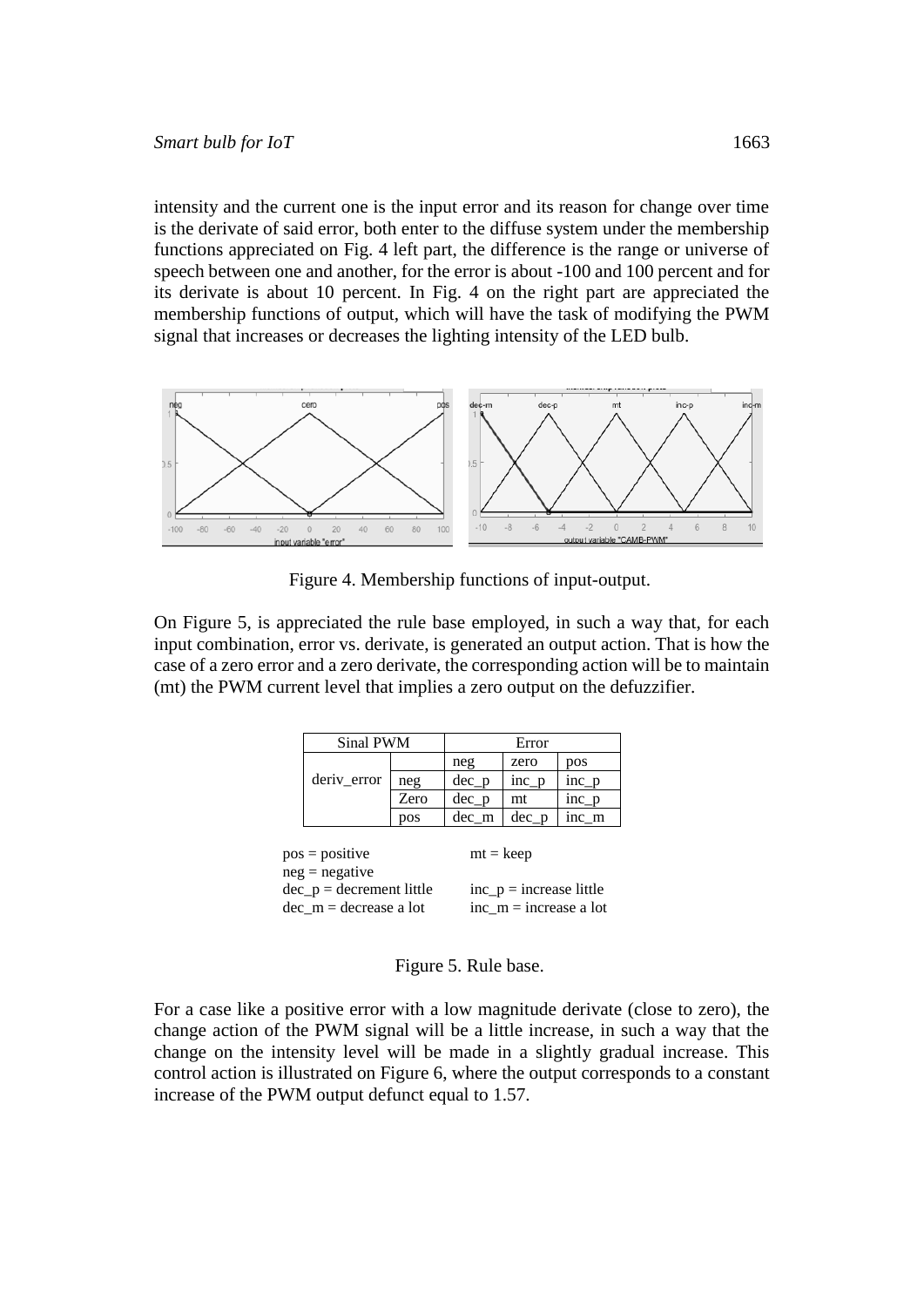intensity and the current one is the input error and its reason for change over time is the derivate of said error, both enter to the diffuse system under the membership functions appreciated on Fig. 4 left part, the difference is the range or universe of speech between one and another, for the error is about -100 and 100 percent and for its derivate is about 10 percent. In Fig. 4 on the right part are appreciated the membership functions of output, which will have the task of modifying the PWM signal that increases or decreases the lighting intensity of the LED bulb.

Figure 4. Membership functions of input-output.

On Figure 5, is appreciated the rule base employed, in such a way that, for each input combination, error vs. derivate, is generated an output action. That is how the case of a zero error and a zero derivate, the corresponding action will be to maintain (mt) the PWM current level that implies a zero output on the defuzzifier.

| Sinal PWM | | Error | | |
|---|---|---|---|---|
| | | neg | zero | pos |
| deriv_error | neg | dec_p | inc_p | inc_p |
| | Zero | dec_p | mt | inc_p |
| | pos | dec_m | dec_p | inc_m |

pos = positive　　　　mt = keep
neg = negative
dec_p = decrement little　　　　inc_p = increase little
dec_m = decrease a lot　　　　inc_m = increase a lot

Figure 5. Rule base.

For a case like a positive error with a low magnitude derivate (close to zero), the change action of the PWM signal will be a little increase, in such a way that the change on the intensity level will be made in a slightly gradual increase. This control action is illustrated on Figure 6, where the output corresponds to a constant increase of the PWM output defunct equal to 1.57.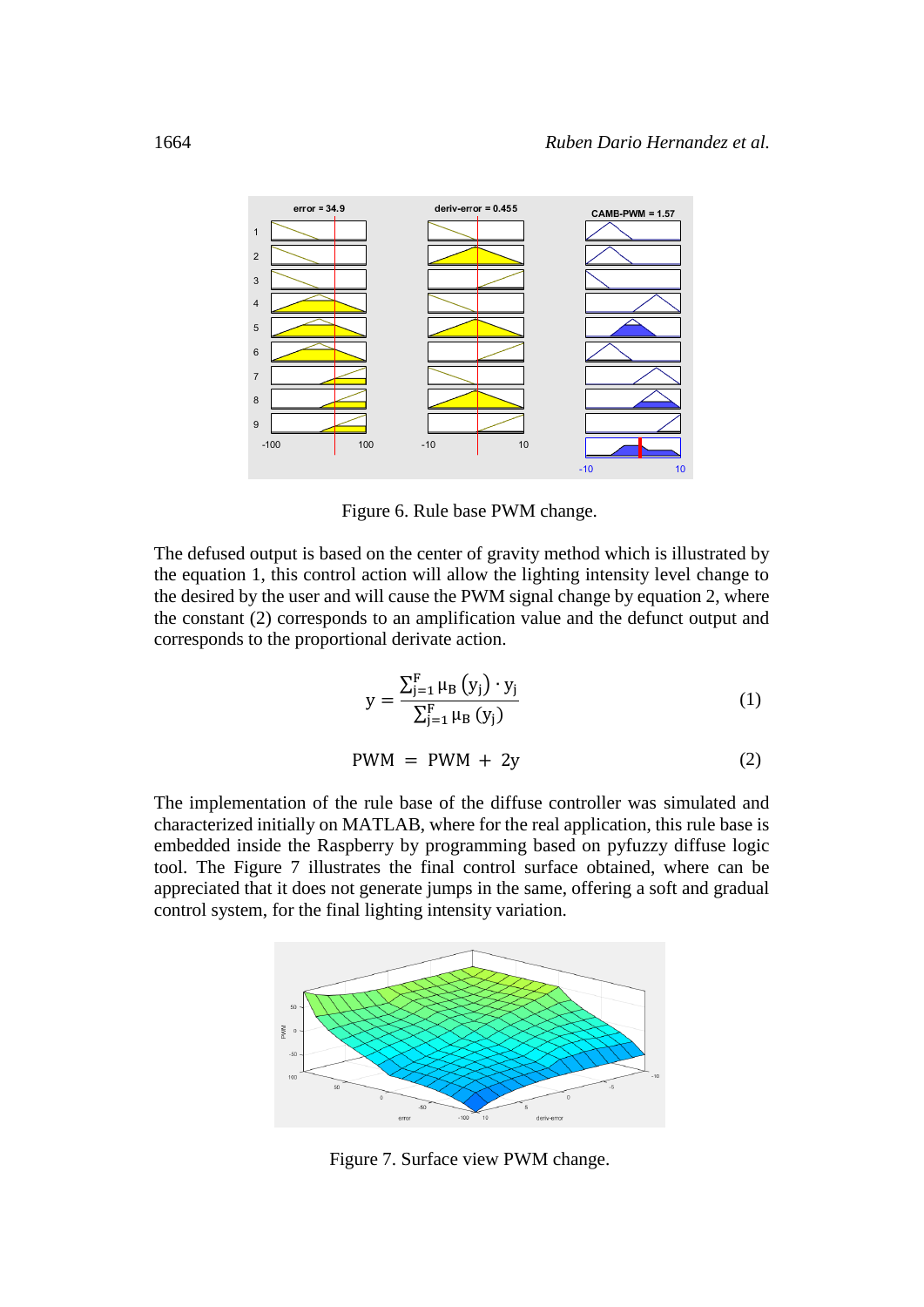Figure 6. Rule base PWM change.

The defused output is based on the center of gravity method which is illustrated by the equation 1, this control action will allow the lighting intensity level change to the desired by the user and will cause the PWM signal change by equation 2, where the constant (2) corresponds to an amplification value and the defunct output and corresponds to the proportional derivate action.

$$y = \frac{\sum_{j=1}^{F} \mu_B(y_j) \cdot y_j}{\sum_{j=1}^{F} \mu_B(y_j)} \tag{1}$$

$$PWM = PWM + 2y \tag{2}$$

The implementation of the rule base of the diffuse controller was simulated and characterized initially on MATLAB, where for the real application, this rule base is embedded inside the Raspberry by programming based on pyfuzzy diffuse logic tool. The Figure 7 illustrates the final control surface obtained, where can be appreciated that it does not generate jumps in the same, offering a soft and gradual control system, for the final lighting intensity variation.

Figure 7. Surface view PWM change.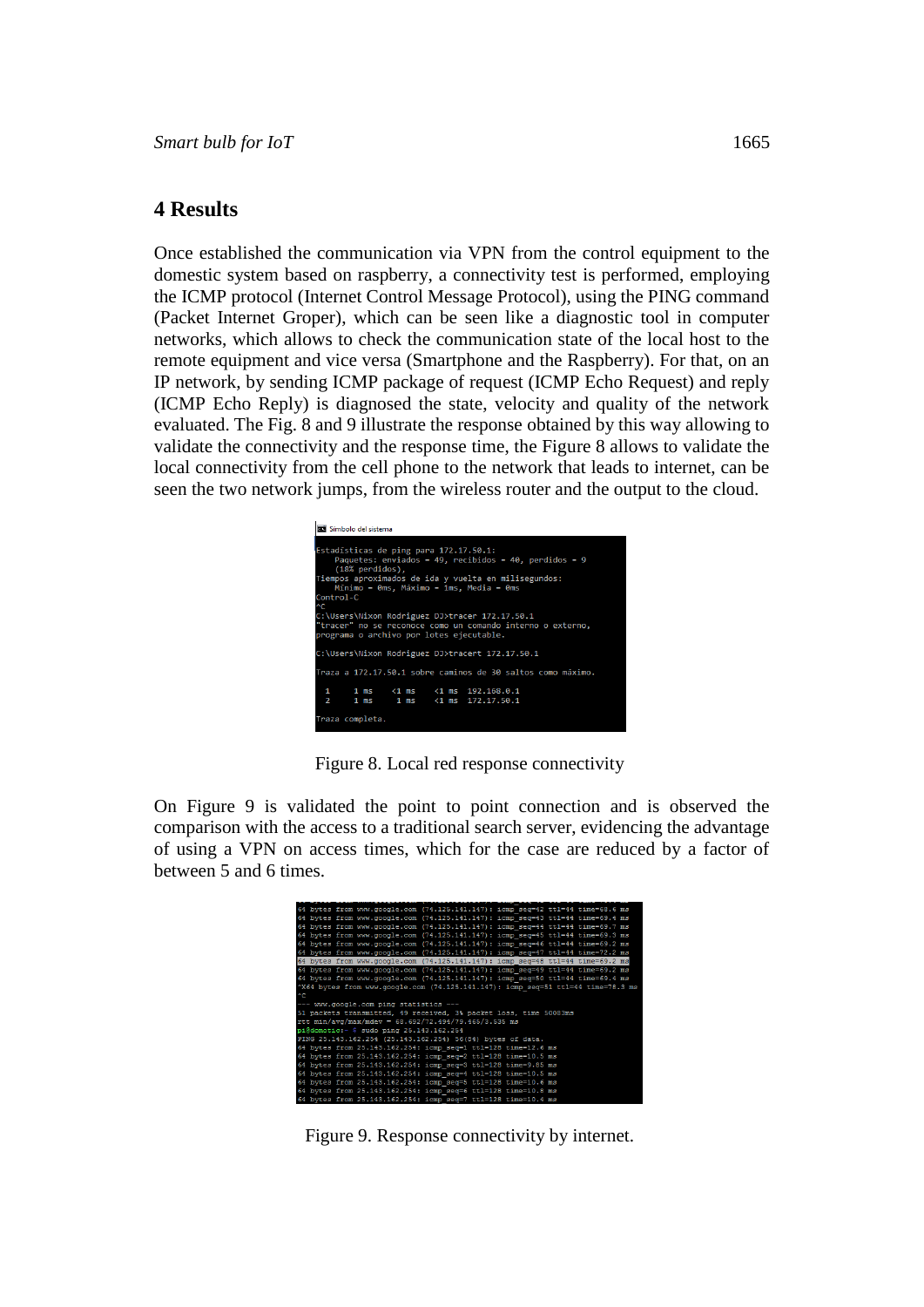## 4 Results

Once established the communication via VPN from the control equipment to the domestic system based on raspberry, a connectivity test is performed, employing the ICMP protocol (Internet Control Message Protocol), using the PING command (Packet Internet Groper), which can be seen like a diagnostic tool in computer networks, which allows to check the communication state of the local host to the remote equipment and vice versa (Smartphone and the Raspberry). For that, on an IP network, by sending ICMP package of request (ICMP Echo Request) and reply (ICMP Echo Reply) is diagnosed the state, velocity and quality of the network evaluated. The Fig. 8 and 9 illustrate the response obtained by this way allowing to validate the connectivity and the response time, the Figure 8 allows to validate the local connectivity from the cell phone to the network that leads to internet, can be seen the two network jumps, from the wireless router and the output to the cloud.

Figure 8. Local red response connectivity

On Figure 9 is validated the point to point connection and is observed the comparison with the access to a traditional search server, evidencing the advantage of using a VPN on access times, which for the case are reduced by a factor of between 5 and 6 times.

Figure 9. Response connectivity by internet.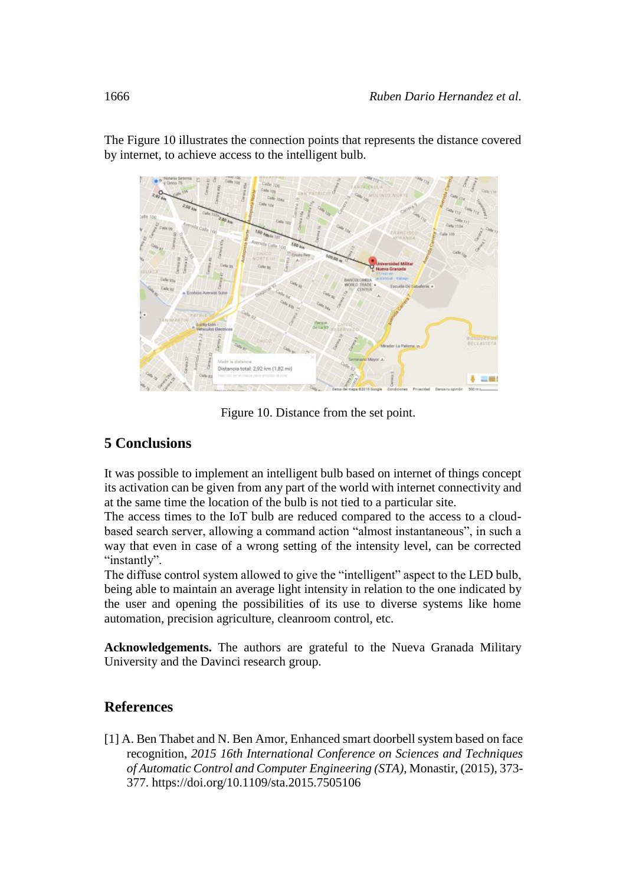The Figure 10 illustrates the connection points that represents the distance covered by internet, to achieve access to the intelligent bulb.

Figure 10. Distance from the set point.

## 5 Conclusions

It was possible to implement an intelligent bulb based on internet of things concept its activation can be given from any part of the world with internet connectivity and at the same time the location of the bulb is not tied to a particular site.
The access times to the IoT bulb are reduced compared to the access to a cloud-based search server, allowing a command action "almost instantaneous", in such a way that even in case of a wrong setting of the intensity level, can be corrected "instantly".
The diffuse control system allowed to give the "intelligent" aspect to the LED bulb, being able to maintain an average light intensity in relation to the one indicated by the user and opening the possibilities of its use to diverse systems like home automation, precision agriculture, cleanroom control, etc.

**Acknowledgements.** The authors are grateful to the Nueva Granada Military University and the Davinci research group.

## References

[1] A. Ben Thabet and N. Ben Amor, Enhanced smart doorbell system based on face recognition, *2015 16th International Conference on Sciences and Techniques of Automatic Control and Computer Engineering (STA)*, Monastir, (2015), 373-377. https://doi.org/10.1109/sta.2015.7505106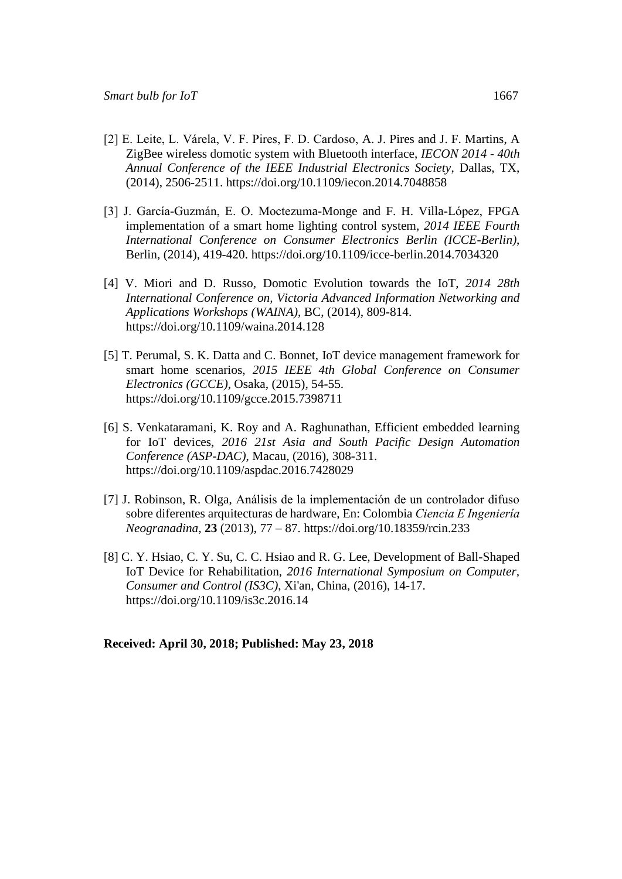[2] E. Leite, L. Várela, V. F. Pires, F. D. Cardoso, A. J. Pires and J. F. Martins, A ZigBee wireless domotic system with Bluetooth interface, *IECON 2014 - 40th Annual Conference of the IEEE Industrial Electronics Society*, Dallas, TX, (2014), 2506-2511. https://doi.org/10.1109/iecon.2014.7048858

[3] J. García-Guzmán, E. O. Moctezuma-Monge and F. H. Villa-López, FPGA implementation of a smart home lighting control system, *2014 IEEE Fourth International Conference on Consumer Electronics Berlin (ICCE-Berlin)*, Berlin, (2014), 419-420. https://doi.org/10.1109/icce-berlin.2014.7034320

[4] V. Miori and D. Russo, Domotic Evolution towards the IoT, *2014 28th International Conference on, Victoria Advanced Information Networking and Applications Workshops (WAINA)*, BC, (2014), 809-814. https://doi.org/10.1109/waina.2014.128

[5] T. Perumal, S. K. Datta and C. Bonnet, IoT device management framework for smart home scenarios, *2015 IEEE 4th Global Conference on Consumer Electronics (GCCE)*, Osaka, (2015), 54-55. https://doi.org/10.1109/gcce.2015.7398711

[6] S. Venkataramani, K. Roy and A. Raghunathan, Efficient embedded learning for IoT devices, *2016 21st Asia and South Pacific Design Automation Conference (ASP-DAC)*, Macau, (2016), 308-311. https://doi.org/10.1109/aspdac.2016.7428029

[7] J. Robinson, R. Olga, Análisis de la implementación de un controlador difuso sobre diferentes arquitecturas de hardware, En: Colombia *Ciencia E Ingeniería Neogranadina*, **23** (2013), 77 – 87. https://doi.org/10.18359/rcin.233

[8] C. Y. Hsiao, C. Y. Su, C. C. Hsiao and R. G. Lee, Development of Ball-Shaped IoT Device for Rehabilitation, *2016 International Symposium on Computer, Consumer and Control (IS3C)*, Xi'an, China, (2016), 14-17. https://doi.org/10.1109/is3c.2016.14

**Received: April 30, 2018; Published: May 23, 2018**